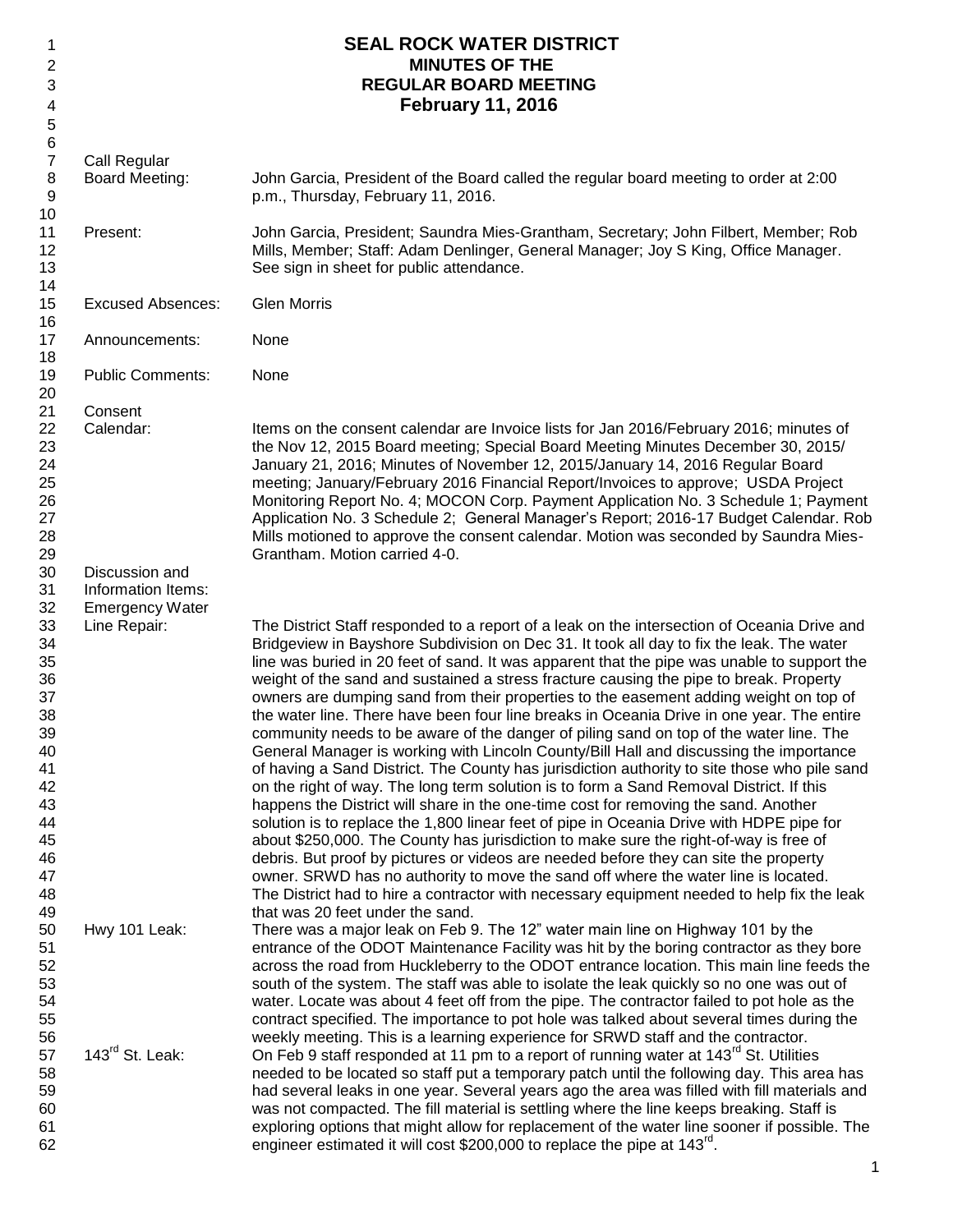# SEAL ROCK WATER DISTRICT
## MINUTES OF THE
## REGULAR BOARD MEETING
## February 11, 2016

**Call Regular Board Meeting:** John Garcia, President of the Board called the regular board meeting to order at 2:00 p.m., Thursday, February 11, 2016.

**Present:** John Garcia, President; Saundra Mies-Grantham, Secretary; John Filbert, Member; Rob Mills, Member; Staff: Adam Denlinger, General Manager; Joy S King, Office Manager. See sign in sheet for public attendance.

**Excused Absences:** Glen Morris

**Announcements:** None

**Public Comments:** None

**Consent Calendar:** Items on the consent calendar are Invoice lists for Jan 2016/February 2016; minutes of the Nov 12, 2015 Board meeting; Special Board Meeting Minutes December 30, 2015/ January 21, 2016; Minutes of November 12, 2015/January 14, 2016 Regular Board meeting; January/February 2016 Financial Report/Invoices to approve; USDA Project Monitoring Report No. 4; MOCON Corp. Payment Application No. 3 Schedule 1; Payment Application No. 3 Schedule 2; General Manager's Report; 2016-17 Budget Calendar. Rob Mills motioned to approve the consent calendar. Motion was seconded by Saundra Mies-Grantham. Motion carried 4-0.

**Discussion and Information Items:**

**Emergency Water Line Repair:** The District Staff responded to a report of a leak on the intersection of Oceania Drive and Bridgeview in Bayshore Subdivision on Dec 31. It took all day to fix the leak. The water line was buried in 20 feet of sand. It was apparent that the pipe was unable to support the weight of the sand and sustained a stress fracture causing the pipe to break. Property owners are dumping sand from their properties to the easement adding weight on top of the water line. There have been four line breaks in Oceania Drive in one year. The entire community needs to be aware of the danger of piling sand on top of the water line. The General Manager is working with Lincoln County/Bill Hall and discussing the importance of having a Sand District. The County has jurisdiction authority to site those who pile sand on the right of way. The long term solution is to form a Sand Removal District. If this happens the District will share in the one-time cost for removing the sand. Another solution is to replace the 1,800 linear feet of pipe in Oceania Drive with HDPE pipe for about $250,000. The County has jurisdiction to make sure the right-of-way is free of debris. But proof by pictures or videos are needed before they can site the property owner. SRWD has no authority to move the sand off where the water line is located. The District had to hire a contractor with necessary equipment needed to help fix the leak that was 20 feet under the sand.

**Hwy 101 Leak:** There was a major leak on Feb 9. The 12" water main line on Highway 101 by the entrance of the ODOT Maintenance Facility was hit by the boring contractor as they bore across the road from Huckleberry to the ODOT entrance location. This main line feeds the south of the system. The staff was able to isolate the leak quickly so no one was out of water. Locate was about 4 feet off from the pipe. The contractor failed to pot hole as the contract specified. The importance to pot hole was talked about several times during the weekly meeting. This is a learning experience for SRWD staff and the contractor.

**143rd St. Leak:** On Feb 9 staff responded at 11 pm to a report of running water at 143rd St. Utilities needed to be located so staff put a temporary patch until the following day. This area has had several leaks in one year. Several years ago the area was filled with fill materials and was not compacted. The fill material is settling where the line keeps breaking. Staff is exploring options that might allow for replacement of the water line sooner if possible. The engineer estimated it will cost $200,000 to replace the pipe at 143rd.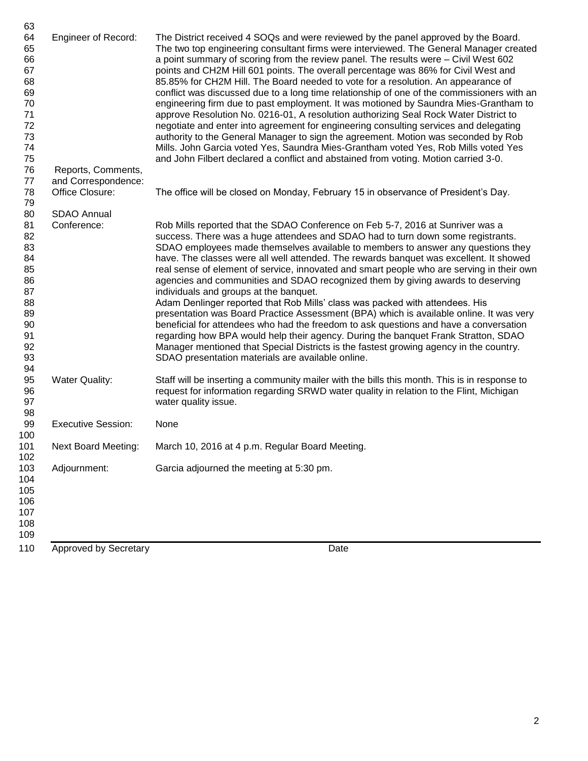| | |
|---|---|
| Engineer of Record: | The District received 4 SOQs and were reviewed by the panel approved by the Board. The two top engineering consultant firms were interviewed. The General Manager created a point summary of scoring from the review panel. The results were – Civil West 602 points and CH2M Hill 601 points. The overall percentage was 86% for Civil West and 85.85% for CH2M Hill. The Board needed to vote for a resolution. An appearance of conflict was discussed due to a long time relationship of one of the commissioners with an engineering firm due to past employment. It was motioned by Saundra Mies-Grantham to approve Resolution No. 0216-01, A resolution authorizing Seal Rock Water District to negotiate and enter into agreement for engineering consulting services and delegating authority to the General Manager to sign the agreement. Motion was seconded by Rob Mills. John Garcia voted Yes, Saundra Mies-Grantham voted Yes, Rob Mills voted Yes and John Filbert declared a conflict and abstained from voting. Motion carried 3-0. |
| Reports, Comments, and Correspondence: | |
| Office Closure: | The office will be closed on Monday, February 15 in observance of President's Day. |
| SDAO Annual Conference: | Rob Mills reported that the SDAO Conference on Feb 5-7, 2016 at Sunriver was a success. There was a huge attendees and SDAO had to turn down some registrants. SDAO employees made themselves available to members to answer any questions they have. The classes were all well attended. The rewards banquet was excellent. It showed real sense of element of service, innovated and smart people who are serving in their own agencies and communities and SDAO recognized them by giving awards to deserving individuals and groups at the banquet.<br>Adam Denlinger reported that Rob Mills' class was packed with attendees. His presentation was Board Practice Assessment (BPA) which is available online. It was very beneficial for attendees who had the freedom to ask questions and have a conversation regarding how BPA would help their agency. During the banquet Frank Stratton, SDAO Manager mentioned that Special Districts is the fastest growing agency in the country. SDAO presentation materials are available online. |
| Water Quality: | Staff will be inserting a community mailer with the bills this month. This is in response to request for information regarding SRWD water quality in relation to the Flint, Michigan water quality issue. |
| Executive Session: | None |
| Next Board Meeting: | March 10, 2016 at 4 p.m. Regular Board Meeting. |
| Adjournment: | Garcia adjourned the meeting at 5:30 pm. |

Approved by Secretary                                        Date